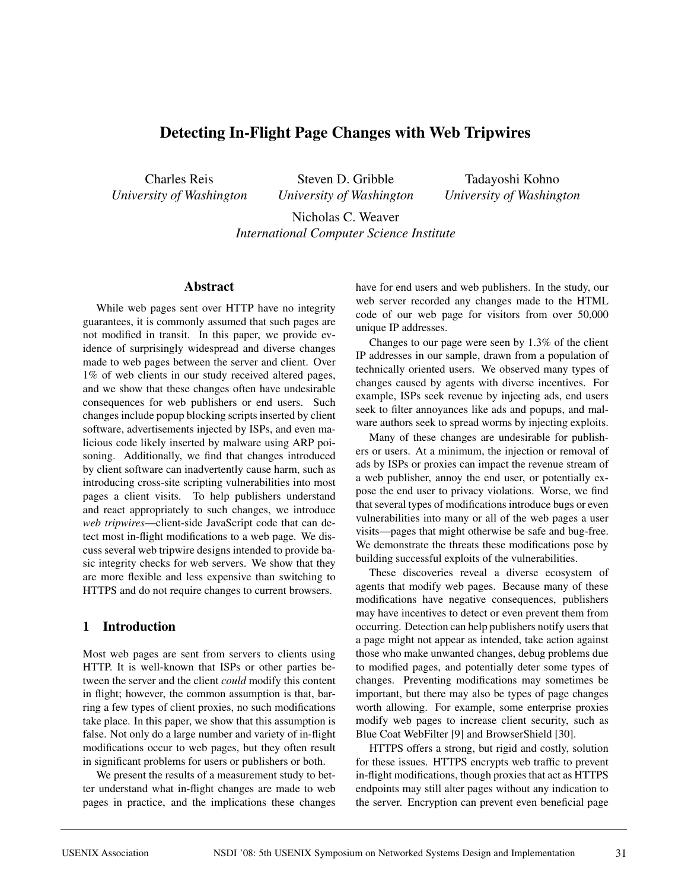# Detecting In-Flight Page Changes with Web Tripwires

Charles Reis
*University of Washington*

Steven D. Gribble
*University of Washington*

Tadayoshi Kohno
*University of Washington*

Nicholas C. Weaver
*International Computer Science Institute*

## Abstract

While web pages sent over HTTP have no integrity guarantees, it is commonly assumed that such pages are not modified in transit. In this paper, we provide evidence of surprisingly widespread and diverse changes made to web pages between the server and client. Over 1% of web clients in our study received altered pages, and we show that these changes often have undesirable consequences for web publishers or end users. Such changes include popup blocking scripts inserted by client software, advertisements injected by ISPs, and even malicious code likely inserted by malware using ARP poisoning. Additionally, we find that changes introduced by client software can inadvertently cause harm, such as introducing cross-site scripting vulnerabilities into most pages a client visits. To help publishers understand and react appropriately to such changes, we introduce *web tripwires*—client-side JavaScript code that can detect most in-flight modifications to a web page. We discuss several web tripwire designs intended to provide basic integrity checks for web servers. We show that they are more flexible and less expensive than switching to HTTPS and do not require changes to current browsers.

## 1 Introduction

Most web pages are sent from servers to clients using HTTP. It is well-known that ISPs or other parties between the server and the client *could* modify this content in flight; however, the common assumption is that, barring a few types of client proxies, no such modifications take place. In this paper, we show that this assumption is false. Not only do a large number and variety of in-flight modifications occur to web pages, but they often result in significant problems for users or publishers or both.

We present the results of a measurement study to better understand what in-flight changes are made to web pages in practice, and the implications these changes have for end users and web publishers. In the study, our web server recorded any changes made to the HTML code of our web page for visitors from over 50,000 unique IP addresses.

Changes to our page were seen by 1.3% of the client IP addresses in our sample, drawn from a population of technically oriented users. We observed many types of changes caused by agents with diverse incentives. For example, ISPs seek revenue by injecting ads, end users seek to filter annoyances like ads and popups, and malware authors seek to spread worms by injecting exploits.

Many of these changes are undesirable for publishers or users. At a minimum, the injection or removal of ads by ISPs or proxies can impact the revenue stream of a web publisher, annoy the end user, or potentially expose the end user to privacy violations. Worse, we find that several types of modifications introduce bugs or even vulnerabilities into many or all of the web pages a user visits—pages that might otherwise be safe and bug-free. We demonstrate the threats these modifications pose by building successful exploits of the vulnerabilities.

These discoveries reveal a diverse ecosystem of agents that modify web pages. Because many of these modifications have negative consequences, publishers may have incentives to detect or even prevent them from occurring. Detection can help publishers notify users that a page might not appear as intended, take action against those who make unwanted changes, debug problems due to modified pages, and potentially deter some types of changes. Preventing modifications may sometimes be important, but there may also be types of page changes worth allowing. For example, some enterprise proxies modify web pages to increase client security, such as Blue Coat WebFilter [9] and BrowserShield [30].

HTTPS offers a strong, but rigid and costly, solution for these issues. HTTPS encrypts web traffic to prevent in-flight modifications, though proxies that act as HTTPS endpoints may still alter pages without any indication to the server. Encryption can prevent even beneficial page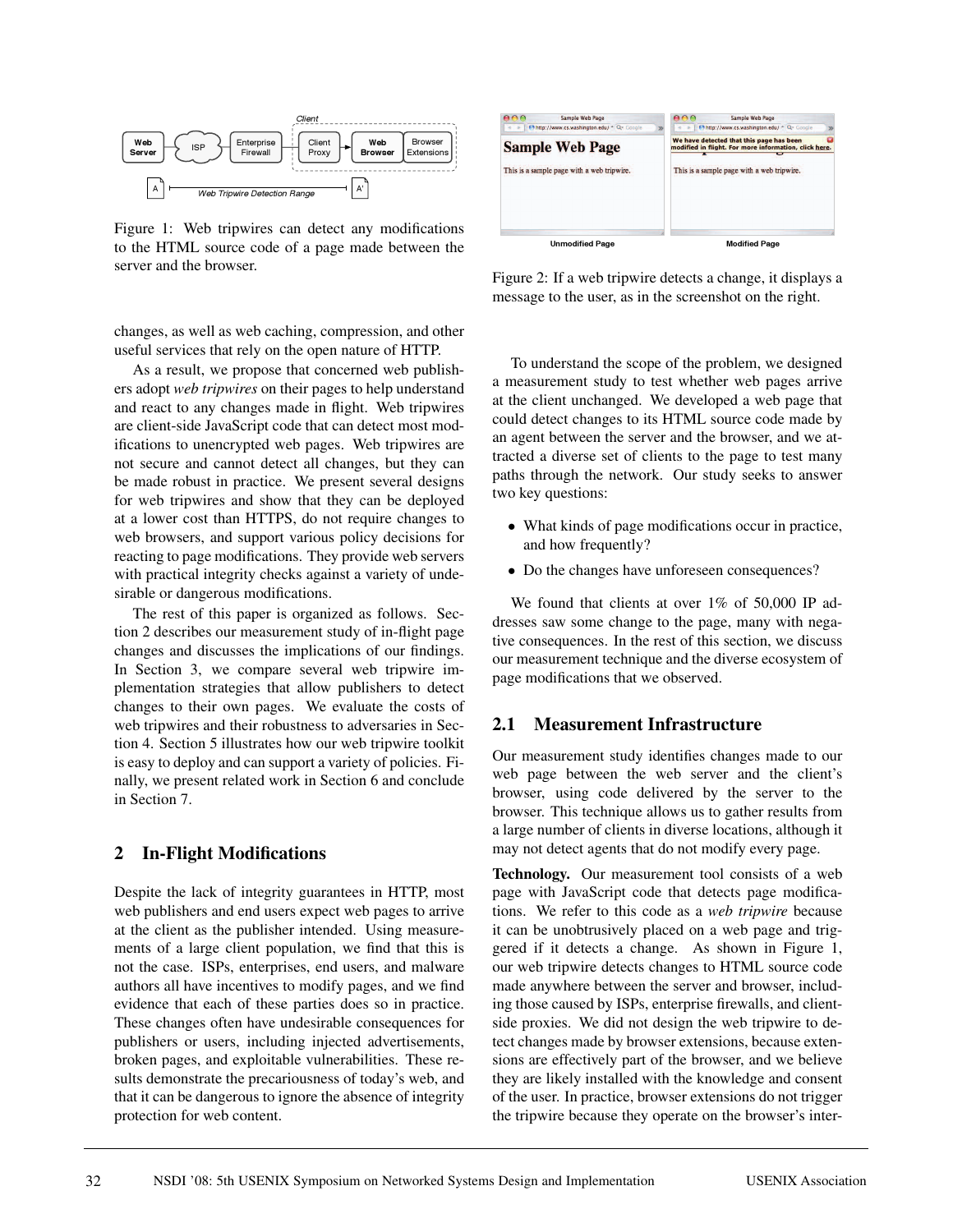Figure 1: Web tripwires can detect any modifications to the HTML source code of a page made between the server and the browser.

Figure 2: If a web tripwire detects a change, it displays a message to the user, as in the screenshot on the right.

changes, as well as web caching, compression, and other useful services that rely on the open nature of HTTP.

As a result, we propose that concerned web publishers adopt *web tripwires* on their pages to help understand and react to any changes made in flight. Web tripwires are client-side JavaScript code that can detect most modifications to unencrypted web pages. Web tripwires are not secure and cannot detect all changes, but they can be made robust in practice. We present several designs for web tripwires and show that they can be deployed at a lower cost than HTTPS, do not require changes to web browsers, and support various policy decisions for reacting to page modifications. They provide web servers with practical integrity checks against a variety of undesirable or dangerous modifications.

The rest of this paper is organized as follows. Section 2 describes our measurement study of in-flight page changes and discusses the implications of our findings. In Section 3, we compare several web tripwire implementation strategies that allow publishers to detect changes to their own pages. We evaluate the costs of web tripwires and their robustness to adversaries in Section 4. Section 5 illustrates how our web tripwire toolkit is easy to deploy and can support a variety of policies. Finally, we present related work in Section 6 and conclude in Section 7.

## 2 In-Flight Modifications

Despite the lack of integrity guarantees in HTTP, most web publishers and end users expect web pages to arrive at the client as the publisher intended. Using measurements of a large client population, we find that this is not the case. ISPs, enterprises, end users, and malware authors all have incentives to modify pages, and we find evidence that each of these parties does so in practice. These changes often have undesirable consequences for publishers or users, including injected advertisements, broken pages, and exploitable vulnerabilities. These results demonstrate the precariousness of today's web, and that it can be dangerous to ignore the absence of integrity protection for web content.

To understand the scope of the problem, we designed a measurement study to test whether web pages arrive at the client unchanged. We developed a web page that could detect changes to its HTML source code made by an agent between the server and the browser, and we attracted a diverse set of clients to the page to test many paths through the network. Our study seeks to answer two key questions:

- What kinds of page modifications occur in practice, and how frequently?
- Do the changes have unforeseen consequences?

We found that clients at over 1% of 50,000 IP addresses saw some change to the page, many with negative consequences. In the rest of this section, we discuss our measurement technique and the diverse ecosystem of page modifications that we observed.

### 2.1 Measurement Infrastructure

Our measurement study identifies changes made to our web page between the web server and the client's browser, using code delivered by the server to the browser. This technique allows us to gather results from a large number of clients in diverse locations, although it may not detect agents that do not modify every page.

**Technology.** Our measurement tool consists of a web page with JavaScript code that detects page modifications. We refer to this code as a *web tripwire* because it can be unobtrusively placed on a web page and triggered if it detects a change. As shown in Figure 1, our web tripwire detects changes to HTML source code made anywhere between the server and browser, including those caused by ISPs, enterprise firewalls, and client-side proxies. We did not design the web tripwire to detect changes made by browser extensions, because extensions are effectively part of the browser, and we believe they are likely installed with the knowledge and consent of the user. In practice, browser extensions do not trigger the tripwire because they operate on the browser's inter-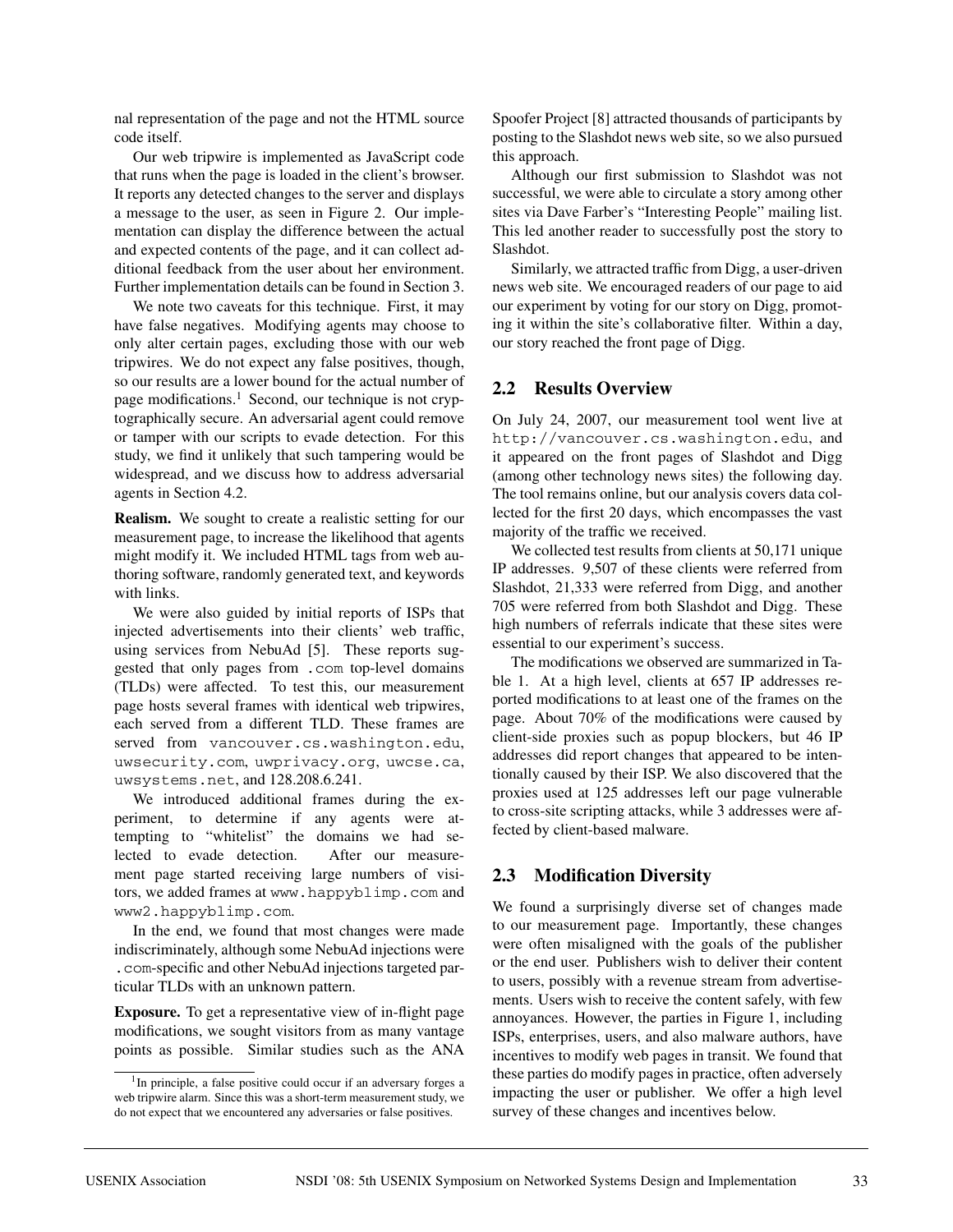nal representation of the page and not the HTML source code itself.

Our web tripwire is implemented as JavaScript code that runs when the page is loaded in the client's browser. It reports any detected changes to the server and displays a message to the user, as seen in Figure 2. Our implementation can display the difference between the actual and expected contents of the page, and it can collect additional feedback from the user about her environment. Further implementation details can be found in Section 3.

We note two caveats for this technique. First, it may have false negatives. Modifying agents may choose to only alter certain pages, excluding those with our web tripwires. We do not expect any false positives, though, so our results are a lower bound for the actual number of page modifications.[1] Second, our technique is not cryptographically secure. An adversarial agent could remove or tamper with our scripts to evade detection. For this study, we find it unlikely that such tampering would be widespread, and we discuss how to address adversarial agents in Section 4.2.

**Realism.** We sought to create a realistic setting for our measurement page, to increase the likelihood that agents might modify it. We included HTML tags from web authoring software, randomly generated text, and keywords with links.

We were also guided by initial reports of ISPs that injected advertisements into their clients' web traffic, using services from NebuAd [5]. These reports suggested that only pages from `.com` top-level domains (TLDs) were affected. To test this, our measurement page hosts several frames with identical web tripwires, each served from a different TLD. These frames are served from `vancouver.cs.washington.edu`, `uwsecurity.com`, `uwprivacy.org`, `uwcse.ca`, `uwsystems.net`, and `128.208.6.241`.

We introduced additional frames during the experiment, to determine if any agents were attempting to "whitelist" the domains we had selected to evade detection. After our measurement page started receiving large numbers of visitors, we added frames at `www.happyblimp.com` and `www2.happyblimp.com`.

In the end, we found that most changes were made indiscriminately, although some NebuAd injections were `.com`-specific and other NebuAd injections targeted particular TLDs with an unknown pattern.

**Exposure.** To get a representative view of in-flight page modifications, we sought visitors from as many vantage points as possible. Similar studies such as the ANA Spoofer Project [8] attracted thousands of participants by posting to the Slashdot news web site, so we also pursued this approach.

Although our first submission to Slashdot was not successful, we were able to circulate a story among other sites via Dave Farber's "Interesting People" mailing list. This led another reader to successfully post the story to Slashdot.

Similarly, we attracted traffic from Digg, a user-driven news web site. We encouraged readers of our page to aid our experiment by voting for our story on Digg, promoting it within the site's collaborative filter. Within a day, our story reached the front page of Digg.

## 2.2 Results Overview

On July 24, 2007, our measurement tool went live at `http://vancouver.cs.washington.edu`, and it appeared on the front pages of Slashdot and Digg (among other technology news sites) the following day. The tool remains online, but our analysis covers data collected for the first 20 days, which encompasses the vast majority of the traffic we received.

We collected test results from clients at 50,171 unique IP addresses. 9,507 of these clients were referred from Slashdot, 21,333 were referred from Digg, and another 705 were referred from both Slashdot and Digg. These high numbers of referrals indicate that these sites were essential to our experiment's success.

The modifications we observed are summarized in Table 1. At a high level, clients at 657 IP addresses reported modifications to at least one of the frames on the page. About 70% of the modifications were caused by client-side proxies such as popup blockers, but 46 IP addresses did report changes that appeared to be intentionally caused by their ISP. We also discovered that the proxies used at 125 addresses left our page vulnerable to cross-site scripting attacks, while 3 addresses were affected by client-based malware.

## 2.3 Modification Diversity

We found a surprisingly diverse set of changes made to our measurement page. Importantly, these changes were often misaligned with the goals of the publisher or the end user. Publishers wish to deliver their content to users, possibly with a revenue stream from advertisements. Users wish to receive the content safely, with few annoyances. However, the parties in Figure 1, including ISPs, enterprises, users, and also malware authors, have incentives to modify web pages in transit. We found that these parties do modify pages in practice, often adversely impacting the user or publisher. We offer a high level survey of these changes and incentives below.

[1] In principle, a false positive could occur if an adversary forges a web tripwire alarm. Since this was a short-term measurement study, we do not expect that we encountered any adversaries or false positives.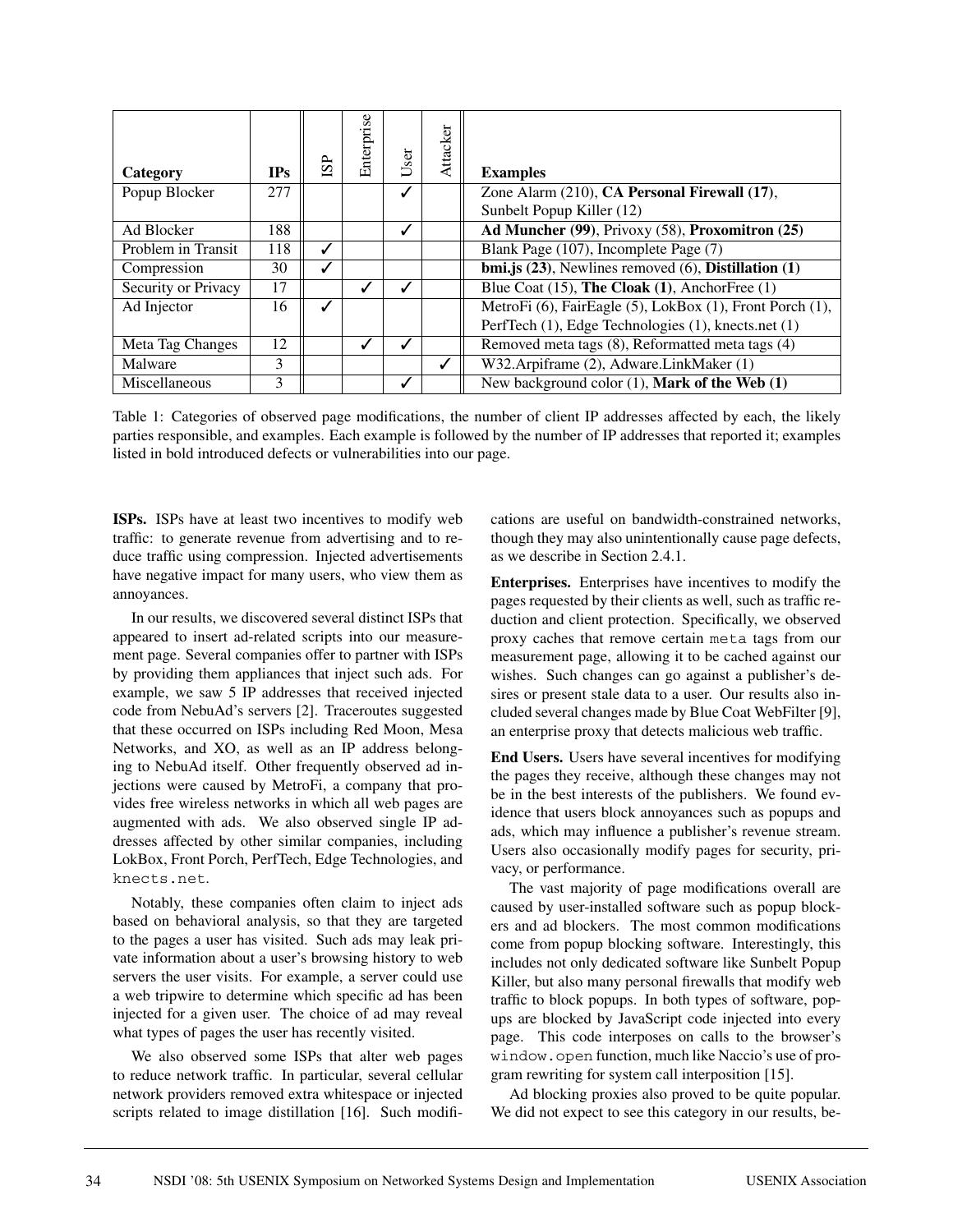| Category | IPs | ISP | Enterprise | User | Attacker | Examples |
|---|---|---|---|---|---|---|
| Popup Blocker | 277 | | | ✓ | | Zone Alarm (210), **CA Personal Firewall (17)**, Sunbelt Popup Killer (12) |
| Ad Blocker | 188 | | | ✓ | | **Ad Muncher (99)**, Privoxy (58), **Proxomitron (25)** |
| Problem in Transit | 118 | ✓ | | | | Blank Page (107), Incomplete Page (7) |
| Compression | 30 | ✓ | | | | **bmi.js (23)**, Newlines removed (6), **Distillation (1)** |
| Security or Privacy | 17 | | ✓ | ✓ | | Blue Coat (15), **The Cloak (1)**, AnchorFree (1) |
| Ad Injector | 16 | ✓ | | | | MetroFi (6), FairEagle (5), LokBox (1), Front Porch (1), PerfTech (1), Edge Technologies (1), knects.net (1) |
| Meta Tag Changes | 12 | | ✓ | ✓ | | Removed meta tags (8), Reformatted meta tags (4) |
| Malware | 3 | | | | ✓ | W32.Arpiframe (2), Adware.LinkMaker (1) |
| Miscellaneous | 3 | | | ✓ | | New background color (1), **Mark of the Web (1)** |

Table 1: Categories of observed page modifications, the number of client IP addresses affected by each, the likely parties responsible, and examples. Each example is followed by the number of IP addresses that reported it; examples listed in bold introduced defects or vulnerabilities into our page.

**ISPs.** ISPs have at least two incentives to modify web traffic: to generate revenue from advertising and to reduce traffic using compression. Injected advertisements have negative impact for many users, who view them as annoyances.

In our results, we discovered several distinct ISPs that appeared to insert ad-related scripts into our measurement page. Several companies offer to partner with ISPs by providing them appliances that inject such ads. For example, we saw 5 IP addresses that received injected code from NebuAd's servers [2]. Traceroutes suggested that these occurred on ISPs including Red Moon, Mesa Networks, and XO, as well as an IP address belonging to NebuAd itself. Other frequently observed ad injections were caused by MetroFi, a company that provides free wireless networks in which all web pages are augmented with ads. We also observed single IP addresses affected by other similar companies, including LokBox, Front Porch, PerfTech, Edge Technologies, and `knects.net`.

Notably, these companies often claim to inject ads based on behavioral analysis, so that they are targeted to the pages a user has visited. Such ads may leak private information about a user's browsing history to web servers the user visits. For example, a server could use a web tripwire to determine which specific ad has been injected for a given user. The choice of ad may reveal what types of pages the user has recently visited.

We also observed some ISPs that alter web pages to reduce network traffic. In particular, several cellular network providers removed extra whitespace or injected scripts related to image distillation [16]. Such modifications are useful on bandwidth-constrained networks, though they may also unintentionally cause page defects, as we describe in Section 2.4.1.

**Enterprises.** Enterprises have incentives to modify the pages requested by their clients as well, such as traffic reduction and client protection. Specifically, we observed proxy caches that remove certain `meta` tags from our measurement page, allowing it to be cached against our wishes. Such changes can go against a publisher's desires or present stale data to a user. Our results also included several changes made by Blue Coat WebFilter [9], an enterprise proxy that detects malicious web traffic.

**End Users.** Users have several incentives for modifying the pages they receive, although these changes may not be in the best interests of the publishers. We found evidence that users block annoyances such as popups and ads, which may influence a publisher's revenue stream. Users also occasionally modify pages for security, privacy, or performance.

The vast majority of page modifications overall are caused by user-installed software such as popup blockers and ad blockers. The most common modifications come from popup blocking software. Interestingly, this includes not only dedicated software like Sunbelt Popup Killer, but also many personal firewalls that modify web traffic to block popups. In both types of software, popups are blocked by JavaScript code injected into every page. This code interposes on calls to the browser's `window.open` function, much like Naccio's use of program rewriting for system call interposition [15].

Ad blocking proxies also proved to be quite popular. We did not expect to see this category in our results, be-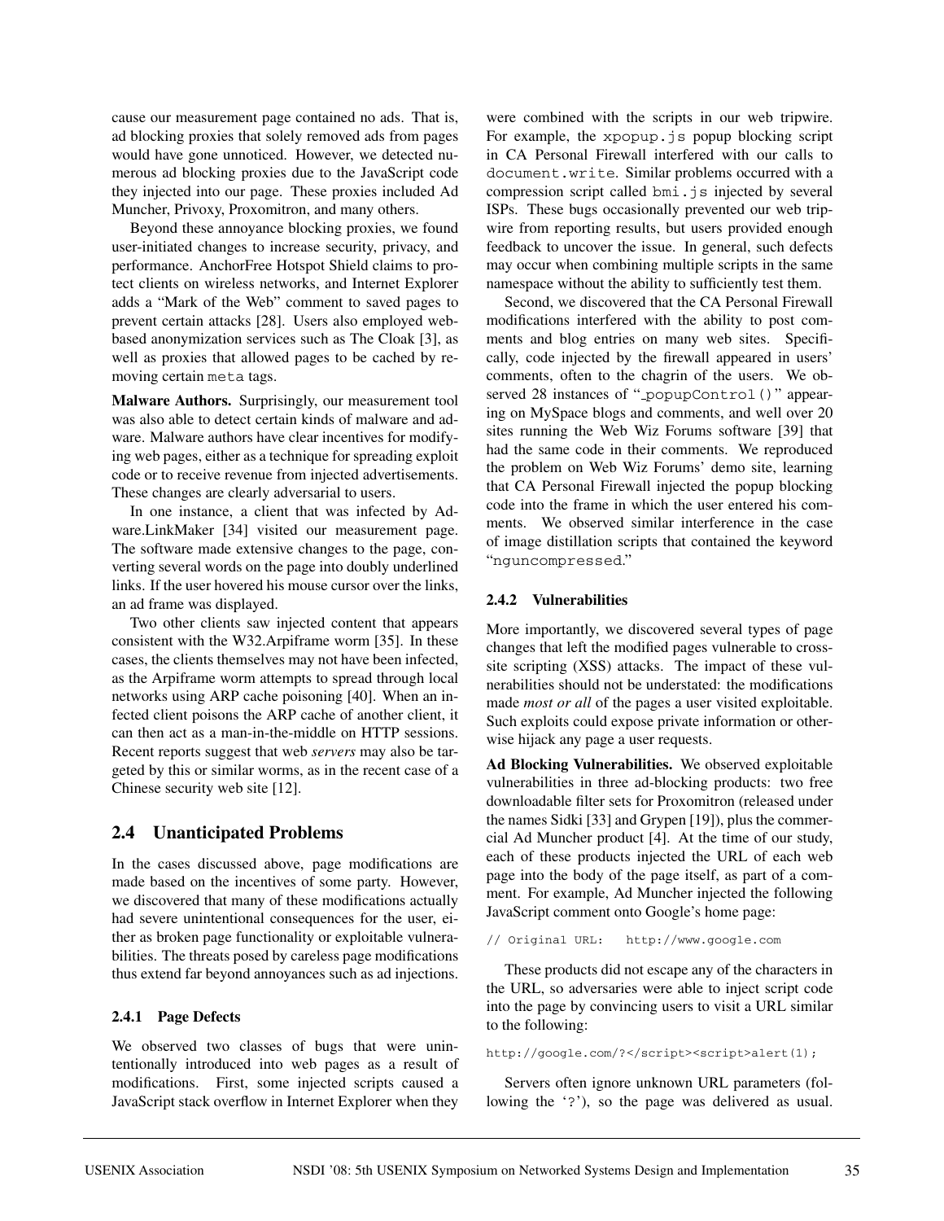cause our measurement page contained no ads. That is, ad blocking proxies that solely removed ads from pages would have gone unnoticed. However, we detected numerous ad blocking proxies due to the JavaScript code they injected into our page. These proxies included Ad Muncher, Privoxy, Proxomitron, and many others.

Beyond these annoyance blocking proxies, we found user-initiated changes to increase security, privacy, and performance. AnchorFree Hotspot Shield claims to protect clients on wireless networks, and Internet Explorer adds a "Mark of the Web" comment to saved pages to prevent certain attacks [28]. Users also employed web-based anonymization services such as The Cloak [3], as well as proxies that allowed pages to be cached by removing certain `meta` tags.

**Malware Authors.** Surprisingly, our measurement tool was also able to detect certain kinds of malware and adware. Malware authors have clear incentives for modifying web pages, either as a technique for spreading exploit code or to receive revenue from injected advertisements. These changes are clearly adversarial to users.

In one instance, a client that was infected by Adware.LinkMaker [34] visited our measurement page. The software made extensive changes to the page, converting several words on the page into doubly underlined links. If the user hovered his mouse cursor over the links, an ad frame was displayed.

Two other clients saw injected content that appears consistent with the W32.Arpiframe worm [35]. In these cases, the clients themselves may not have been infected, as the Arpiframe worm attempts to spread through local networks using ARP cache poisoning [40]. When an infected client poisons the ARP cache of another client, it can then act as a man-in-the-middle on HTTP sessions. Recent reports suggest that web *servers* may also be targeted by this or similar worms, as in the recent case of a Chinese security web site [12].

## 2.4 Unanticipated Problems

In the cases discussed above, page modifications are made based on the incentives of some party. However, we discovered that many of these modifications actually had severe unintentional consequences for the user, either as broken page functionality or exploitable vulnerabilities. The threats posed by careless page modifications thus extend far beyond annoyances such as ad injections.

### 2.4.1 Page Defects

We observed two classes of bugs that were unintentionally introduced into web pages as a result of modifications. First, some injected scripts caused a JavaScript stack overflow in Internet Explorer when they were combined with the scripts in our web tripwire. For example, the `xpopup.js` popup blocking script in CA Personal Firewall interfered with our calls to `document.write`. Similar problems occurred with a compression script called `bmi.js` injected by several ISPs. These bugs occasionally prevented our web tripwire from reporting results, but users provided enough feedback to uncover the issue. In general, such defects may occur when combining multiple scripts in the same namespace without the ability to sufficiently test them.

Second, we discovered that the CA Personal Firewall modifications interfered with the ability to post comments and blog entries on many web sites. Specifically, code injected by the firewall appeared in users' comments, often to the chagrin of the users. We observed 28 instances of "`_popupControl()`" appearing on MySpace blogs and comments, and well over 20 sites running the Web Wiz Forums software [39] that had the same code in their comments. We reproduced the problem on Web Wiz Forums' demo site, learning that CA Personal Firewall injected the popup blocking code into the frame in which the user entered his comments. We observed similar interference in the case of image distillation scripts that contained the keyword "`nguncompressed`."

### 2.4.2 Vulnerabilities

More importantly, we discovered several types of page changes that left the modified pages vulnerable to cross-site scripting (XSS) attacks. The impact of these vulnerabilities should not be understated: the modifications made *most or all* of the pages a user visited exploitable. Such exploits could expose private information or otherwise hijack any page a user requests.

**Ad Blocking Vulnerabilities.** We observed exploitable vulnerabilities in three ad-blocking products: two free downloadable filter sets for Proxomitron (released under the names Sidki [33] and Grypen [19]), plus the commercial Ad Muncher product [4]. At the time of our study, each of these products injected the URL of each web page into the body of the page itself, as part of a comment. For example, Ad Muncher injected the following JavaScript comment onto Google's home page:

```
// Original URL:   http://www.google.com
```

These products did not escape any of the characters in the URL, so adversaries were able to inject script code into the page by convincing users to visit a URL similar to the following:

```
http://google.com/?</script><script>alert(1);
```

Servers often ignore unknown URL parameters (following the '?'), so the page was delivered as usual.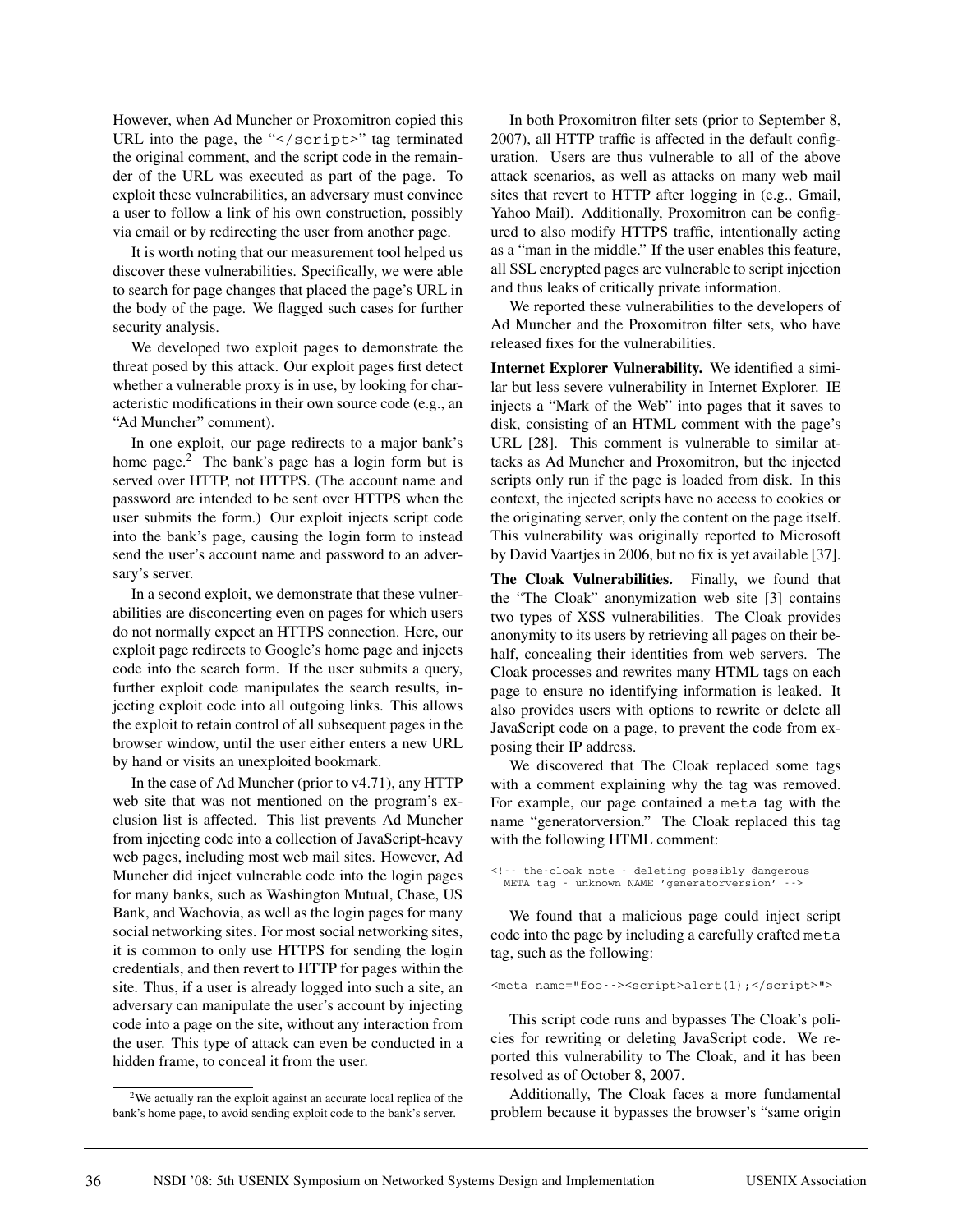However, when Ad Muncher or Proxomitron copied this URL into the page, the "</script>" tag terminated the original comment, and the script code in the remainder of the URL was executed as part of the page. To exploit these vulnerabilities, an adversary must convince a user to follow a link of his own construction, possibly via email or by redirecting the user from another page.

It is worth noting that our measurement tool helped us discover these vulnerabilities. Specifically, we were able to search for page changes that placed the page's URL in the body of the page. We flagged such cases for further security analysis.

We developed two exploit pages to demonstrate the threat posed by this attack. Our exploit pages first detect whether a vulnerable proxy is in use, by looking for characteristic modifications in their own source code (e.g., an "Ad Muncher" comment).

In one exploit, our page redirects to a major bank's home page.[2] The bank's page has a login form but is served over HTTP, not HTTPS. (The account name and password are intended to be sent over HTTPS when the user submits the form.) Our exploit injects script code into the bank's page, causing the login form to instead send the user's account name and password to an adversary's server.

In a second exploit, we demonstrate that these vulnerabilities are disconcerting even on pages for which users do not normally expect an HTTPS connection. Here, our exploit page redirects to Google's home page and injects code into the search form. If the user submits a query, further exploit code manipulates the search results, injecting exploit code into all outgoing links. This allows the exploit to retain control of all subsequent pages in the browser window, until the user either enters a new URL by hand or visits an unexploited bookmark.

In the case of Ad Muncher (prior to v4.71), any HTTP web site that was not mentioned on the program's exclusion list is affected. This list prevents Ad Muncher from injecting code into a collection of JavaScript-heavy web pages, including most web mail sites. However, Ad Muncher did inject vulnerable code into the login pages for many banks, such as Washington Mutual, Chase, US Bank, and Wachovia, as well as the login pages for many social networking sites. For most social networking sites, it is common to only use HTTPS for sending the login credentials, and then revert to HTTP for pages within the site. Thus, if a user is already logged into such a site, an adversary can manipulate the user's account by injecting code into a page on the site, without any interaction from the user. This type of attack can even be conducted in a hidden frame, to conceal it from the user.

[2] We actually ran the exploit against an accurate local replica of the bank's home page, to avoid sending exploit code to the bank's server.

In both Proxomitron filter sets (prior to September 8, 2007), all HTTP traffic is affected in the default configuration. Users are thus vulnerable to all of the above attack scenarios, as well as attacks on many web mail sites that revert to HTTP after logging in (e.g., Gmail, Yahoo Mail). Additionally, Proxomitron can be configured to also modify HTTPS traffic, intentionally acting as a "man in the middle." If the user enables this feature, all SSL encrypted pages are vulnerable to script injection and thus leaks of critically private information.

We reported these vulnerabilities to the developers of Ad Muncher and the Proxomitron filter sets, who have released fixes for the vulnerabilities.

**Internet Explorer Vulnerability.** We identified a similar but less severe vulnerability in Internet Explorer. IE injects a "Mark of the Web" into pages that it saves to disk, consisting of an HTML comment with the page's URL [28]. This comment is vulnerable to similar attacks as Ad Muncher and Proxomitron, but the injected scripts only run if the page is loaded from disk. In this context, the injected scripts have no access to cookies or the originating server, only the content on the page itself. This vulnerability was originally reported to Microsoft by David Vaartjes in 2006, but no fix is yet available [37].

**The Cloak Vulnerabilities.** Finally, we found that the "The Cloak" anonymization web site [3] contains two types of XSS vulnerabilities. The Cloak provides anonymity to its users by retrieving all pages on their behalf, concealing their identities from web servers. The Cloak processes and rewrites many HTML tags on each page to ensure no identifying information is leaked. It also provides users with options to rewrite or delete all JavaScript code on a page, to prevent the code from exposing their IP address.

We discovered that The Cloak replaced some tags with a comment explaining why the tag was removed. For example, our page contained a `meta` tag with the name "generatorversion." The Cloak replaced this tag with the following HTML comment:

```
<!-- the-cloak note - deleting possibly dangerous
  META tag - unknown NAME 'generatorversion' -->
```

We found that a malicious page could inject script code into the page by including a carefully crafted `meta` tag, such as the following:

```
<meta name="foo--><script>alert(1);</script>">
```

This script code runs and bypasses The Cloak's policies for rewriting or deleting JavaScript code. We reported this vulnerability to The Cloak, and it has been resolved as of October 8, 2007.

Additionally, The Cloak faces a more fundamental problem because it bypasses the browser's "same origin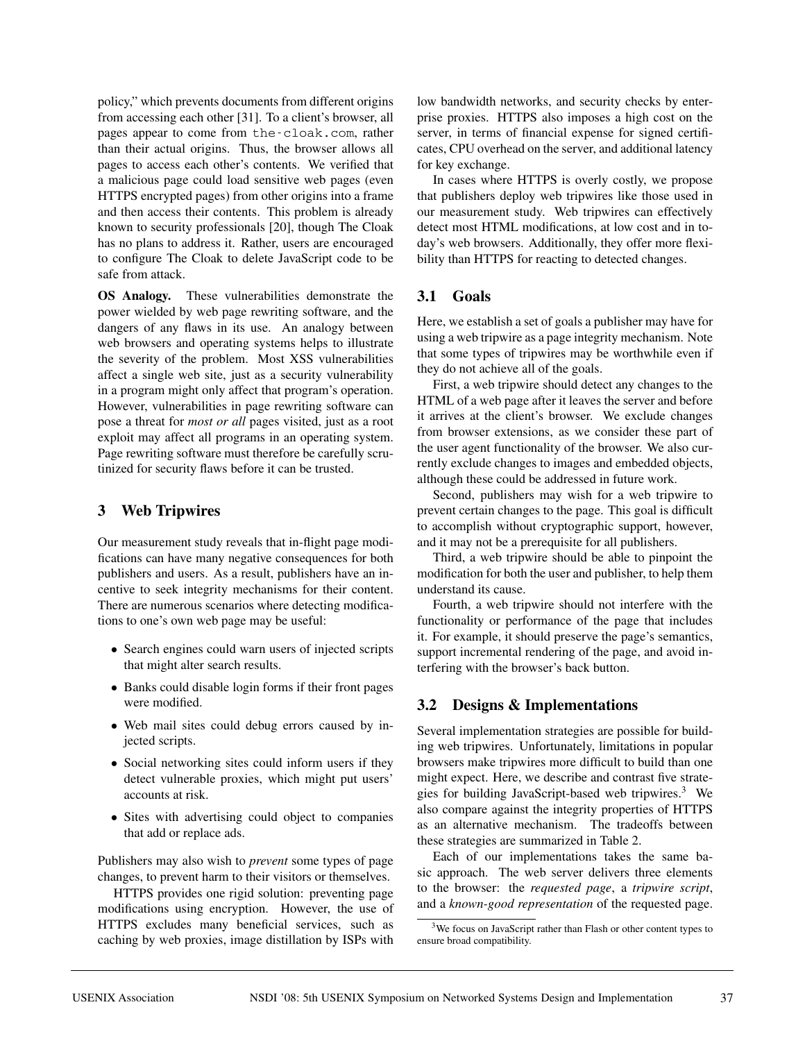policy," which prevents documents from different origins from accessing each other [31]. To a client's browser, all pages appear to come from `the-cloak.com`, rather than their actual origins. Thus, the browser allows all pages to access each other's contents. We verified that a malicious page could load sensitive web pages (even HTTPS encrypted pages) from other origins into a frame and then access their contents. This problem is already known to security professionals [20], though The Cloak has no plans to address it. Rather, users are encouraged to configure The Cloak to delete JavaScript code to be safe from attack.

**OS Analogy.** These vulnerabilities demonstrate the power wielded by web page rewriting software, and the dangers of any flaws in its use. An analogy between web browsers and operating systems helps to illustrate the severity of the problem. Most XSS vulnerabilities affect a single web site, just as a security vulnerability in a program might only affect that program's operation. However, vulnerabilities in page rewriting software can pose a threat for *most or all* pages visited, just as a root exploit may affect all programs in an operating system. Page rewriting software must therefore be carefully scrutinized for security flaws before it can be trusted.

## 3 Web Tripwires

Our measurement study reveals that in-flight page modifications can have many negative consequences for both publishers and users. As a result, publishers have an incentive to seek integrity mechanisms for their content. There are numerous scenarios where detecting modifications to one's own web page may be useful:

- Search engines could warn users of injected scripts that might alter search results.
- Banks could disable login forms if their front pages were modified.
- Web mail sites could debug errors caused by injected scripts.
- Social networking sites could inform users if they detect vulnerable proxies, which might put users' accounts at risk.
- Sites with advertising could object to companies that add or replace ads.

Publishers may also wish to *prevent* some types of page changes, to prevent harm to their visitors or themselves.

HTTPS provides one rigid solution: preventing page modifications using encryption. However, the use of HTTPS excludes many beneficial services, such as caching by web proxies, image distillation by ISPs with low bandwidth networks, and security checks by enterprise proxies. HTTPS also imposes a high cost on the server, in terms of financial expense for signed certificates, CPU overhead on the server, and additional latency for key exchange.

In cases where HTTPS is overly costly, we propose that publishers deploy web tripwires like those used in our measurement study. Web tripwires can effectively detect most HTML modifications, at low cost and in today's web browsers. Additionally, they offer more flexibility than HTTPS for reacting to detected changes.

### 3.1 Goals

Here, we establish a set of goals a publisher may have for using a web tripwire as a page integrity mechanism. Note that some types of tripwires may be worthwhile even if they do not achieve all of the goals.

First, a web tripwire should detect any changes to the HTML of a web page after it leaves the server and before it arrives at the client's browser. We exclude changes from browser extensions, as we consider these part of the user agent functionality of the browser. We also currently exclude changes to images and embedded objects, although these could be addressed in future work.

Second, publishers may wish for a web tripwire to prevent certain changes to the page. This goal is difficult to accomplish without cryptographic support, however, and it may not be a prerequisite for all publishers.

Third, a web tripwire should be able to pinpoint the modification for both the user and publisher, to help them understand its cause.

Fourth, a web tripwire should not interfere with the functionality or performance of the page that includes it. For example, it should preserve the page's semantics, support incremental rendering of the page, and avoid interfering with the browser's back button.

### 3.2 Designs & Implementations

Several implementation strategies are possible for building web tripwires. Unfortunately, limitations in popular browsers make tripwires more difficult to build than one might expect. Here, we describe and contrast five strategies for building JavaScript-based web tripwires.[3] We also compare against the integrity properties of HTTPS as an alternative mechanism. The tradeoffs between these strategies are summarized in Table 2.

Each of our implementations takes the same basic approach. The web server delivers three elements to the browser: the *requested page*, a *tripwire script*, and a *known-good representation* of the requested page.

[3] We focus on JavaScript rather than Flash or other content types to ensure broad compatibility.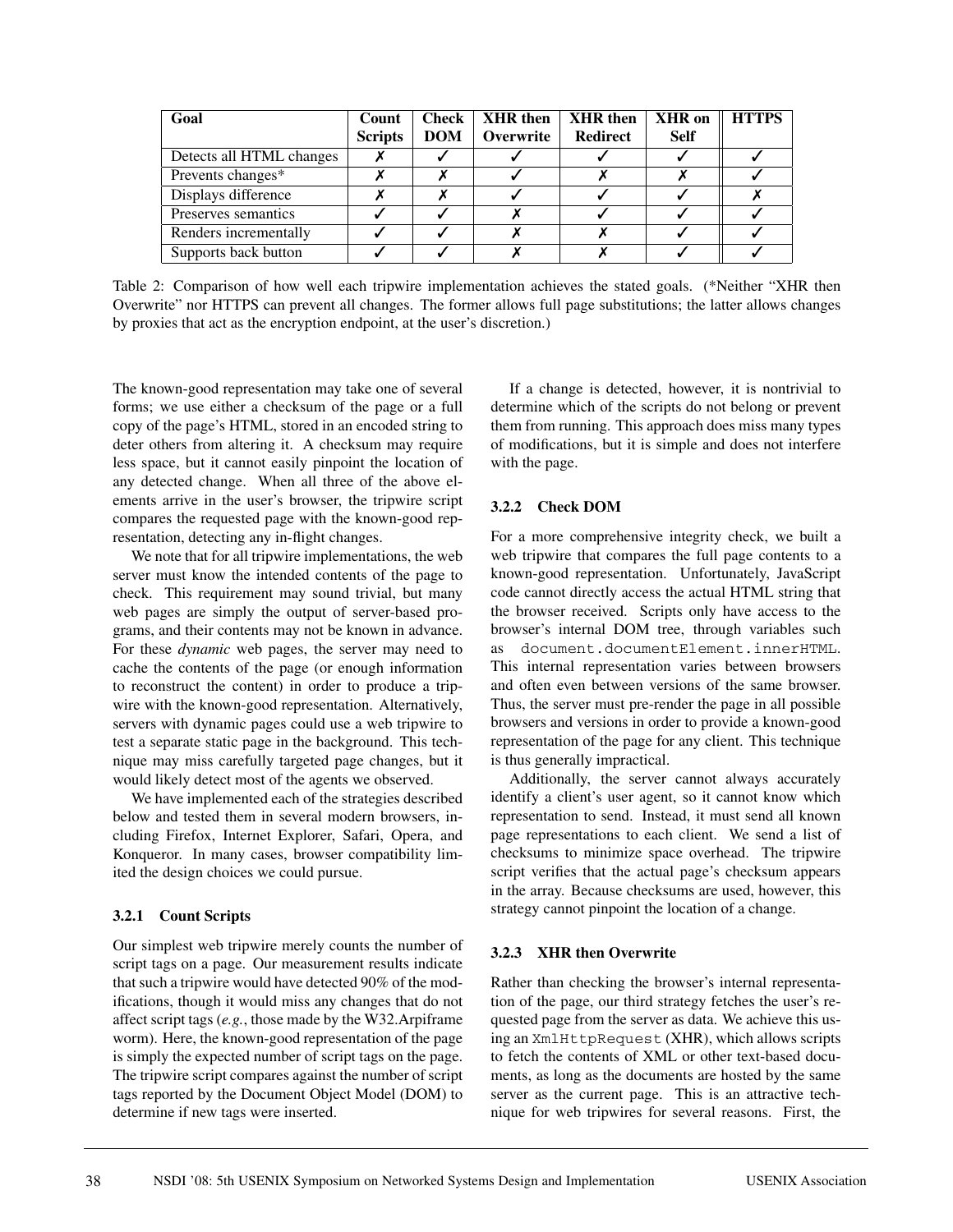| Goal | Count Scripts | Check DOM | XHR then Overwrite | XHR then Redirect | XHR on Self | HTTPS |
|---|---|---|---|---|---|---|
| Detects all HTML changes | ✗ | ✓ | ✓ | ✓ | ✓ | ✓ |
| Prevents changes* | ✗ | ✗ | ✓ | ✗ | ✗ | ✓ |
| Displays difference | ✗ | ✗ | ✓ | ✓ | ✓ | ✗ |
| Preserves semantics | ✓ | ✓ | ✗ | ✓ | ✓ | ✓ |
| Renders incrementally | ✓ | ✓ | ✗ | ✗ | ✓ | ✓ |
| Supports back button | ✓ | ✓ | ✗ | ✗ | ✓ | ✓ |

Table 2: Comparison of how well each tripwire implementation achieves the stated goals. (*Neither "XHR then Overwrite" nor HTTPS can prevent all changes. The former allows full page substitutions; the latter allows changes by proxies that act as the encryption endpoint, at the user's discretion.)

The known-good representation may take one of several forms; we use either a checksum of the page or a full copy of the page's HTML, stored in an encoded string to deter others from altering it. A checksum may require less space, but it cannot easily pinpoint the location of any detected change. When all three of the above elements arrive in the user's browser, the tripwire script compares the requested page with the known-good representation, detecting any in-flight changes.

We note that for all tripwire implementations, the web server must know the intended contents of the page to check. This requirement may sound trivial, but many web pages are simply the output of server-based programs, and their contents may not be known in advance. For these *dynamic* web pages, the server may need to cache the contents of the page (or enough information to reconstruct the content) in order to produce a tripwire with the known-good representation. Alternatively, servers with dynamic pages could use a web tripwire to test a separate static page in the background. This technique may miss carefully targeted page changes, but it would likely detect most of the agents we observed.

We have implemented each of the strategies described below and tested them in several modern browsers, including Firefox, Internet Explorer, Safari, Opera, and Konqueror. In many cases, browser compatibility limited the design choices we could pursue.

#### 3.2.1 Count Scripts

Our simplest web tripwire merely counts the number of script tags on a page. Our measurement results indicate that such a tripwire would have detected 90% of the modifications, though it would miss any changes that do not affect script tags (*e.g.*, those made by the W32.Arpiframe worm). Here, the known-good representation of the page is simply the expected number of script tags on the page. The tripwire script compares against the number of script tags reported by the Document Object Model (DOM) to determine if new tags were inserted.

If a change is detected, however, it is nontrivial to determine which of the scripts do not belong or prevent them from running. This approach does miss many types of modifications, but it is simple and does not interfere with the page.

#### 3.2.2 Check DOM

For a more comprehensive integrity check, we built a web tripwire that compares the full page contents to a known-good representation. Unfortunately, JavaScript code cannot directly access the actual HTML string that the browser received. Scripts only have access to the browser's internal DOM tree, through variables such as `document.documentElement.innerHTML`. This internal representation varies between browsers and often even between versions of the same browser. Thus, the server must pre-render the page in all possible browsers and versions in order to provide a known-good representation of the page for any client. This technique is thus generally impractical.

Additionally, the server cannot always accurately identify a client's user agent, so it cannot know which representation to send. Instead, it must send all known page representations to each client. We send a list of checksums to minimize space overhead. The tripwire script verifies that the actual page's checksum appears in the array. Because checksums are used, however, this strategy cannot pinpoint the location of a change.

#### 3.2.3 XHR then Overwrite

Rather than checking the browser's internal representation of the page, our third strategy fetches the user's requested page from the server as data. We achieve this using an `XmlHttpRequest` (XHR), which allows scripts to fetch the contents of XML or other text-based documents, as long as the documents are hosted by the same server as the current page. This is an attractive technique for web tripwires for several reasons. First, the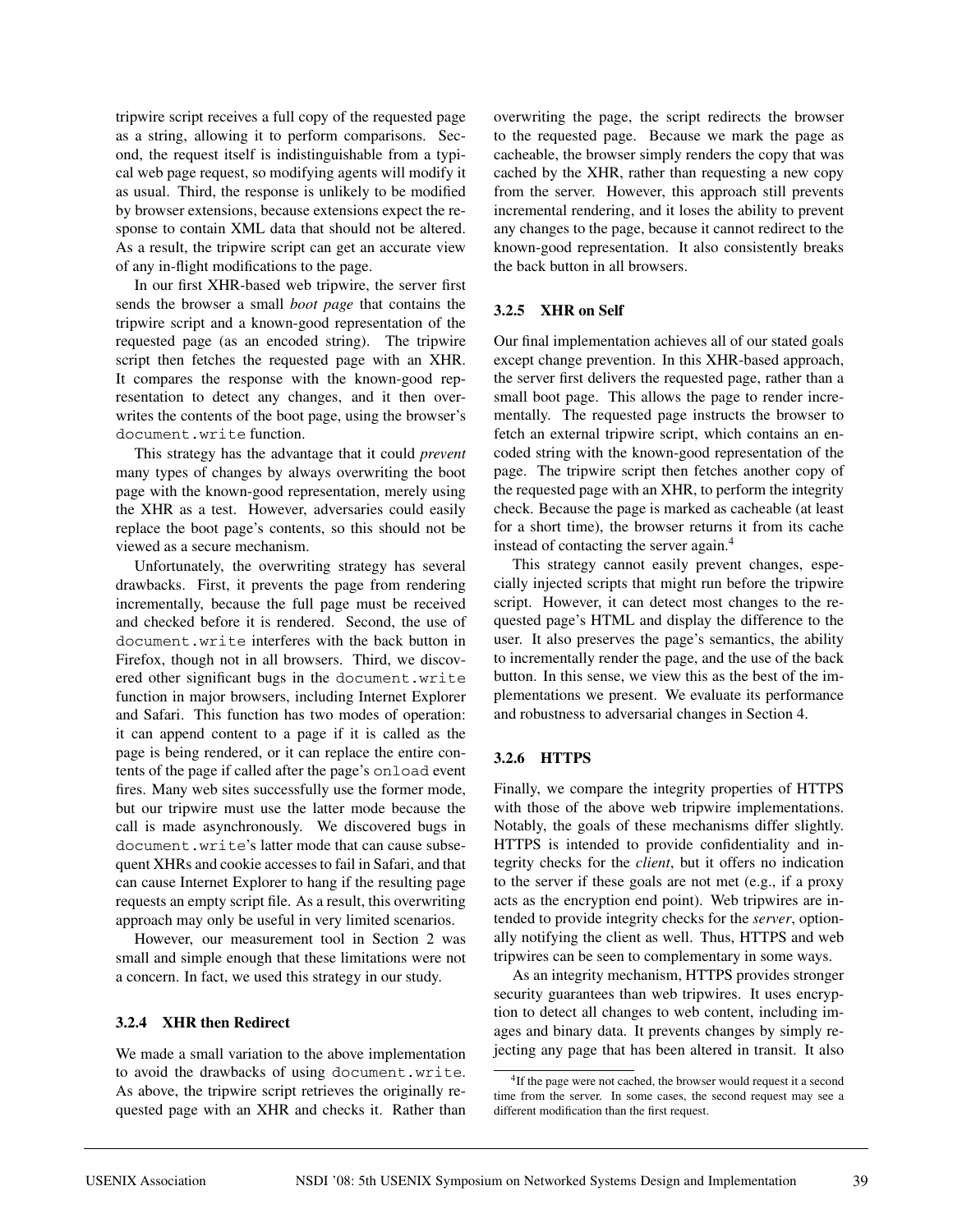tripwire script receives a full copy of the requested page as a string, allowing it to perform comparisons. Second, the request itself is indistinguishable from a typical web page request, so modifying agents will modify it as usual. Third, the response is unlikely to be modified by browser extensions, because extensions expect the response to contain XML data that should not be altered. As a result, the tripwire script can get an accurate view of any in-flight modifications to the page.

In our first XHR-based web tripwire, the server first sends the browser a small *boot page* that contains the tripwire script and a known-good representation of the requested page (as an encoded string). The tripwire script then fetches the requested page with an XHR. It compares the response with the known-good representation to detect any changes, and it then overwrites the contents of the boot page, using the browser's `document.write` function.

This strategy has the advantage that it could *prevent* many types of changes by always overwriting the boot page with the known-good representation, merely using the XHR as a test. However, adversaries could easily replace the boot page's contents, so this should not be viewed as a secure mechanism.

Unfortunately, the overwriting strategy has several drawbacks. First, it prevents the page from rendering incrementally, because the full page must be received and checked before it is rendered. Second, the use of `document.write` interferes with the back button in Firefox, though not in all browsers. Third, we discovered other significant bugs in the `document.write` function in major browsers, including Internet Explorer and Safari. This function has two modes of operation: it can append content to a page if it is called as the page is being rendered, or it can replace the entire contents of the page if called after the page's `onload` event fires. Many web sites successfully use the former mode, but our tripwire must use the latter mode because the call is made asynchronously. We discovered bugs in `document.write`'s latter mode that can cause subsequent XHRs and cookie accesses to fail in Safari, and that can cause Internet Explorer to hang if the resulting page requests an empty script file. As a result, this overwriting approach may only be useful in very limited scenarios.

However, our measurement tool in Section 2 was small and simple enough that these limitations were not a concern. In fact, we used this strategy in our study.

### 3.2.4 XHR then Redirect

We made a small variation to the above implementation to avoid the drawbacks of using `document.write`. As above, the tripwire script retrieves the originally requested page with an XHR and checks it. Rather than overwriting the page, the script redirects the browser to the requested page. Because we mark the page as cacheable, the browser simply renders the copy that was cached by the XHR, rather than requesting a new copy from the server. However, this approach still prevents incremental rendering, and it loses the ability to prevent any changes to the page, because it cannot redirect to the known-good representation. It also consistently breaks the back button in all browsers.

### 3.2.5 XHR on Self

Our final implementation achieves all of our stated goals except change prevention. In this XHR-based approach, the server first delivers the requested page, rather than a small boot page. This allows the page to render incrementally. The requested page instructs the browser to fetch an external tripwire script, which contains an encoded string with the known-good representation of the page. The tripwire script then fetches another copy of the requested page with an XHR, to perform the integrity check. Because the page is marked as cacheable (at least for a short time), the browser returns it from its cache instead of contacting the server again.[4]

This strategy cannot easily prevent changes, especially injected scripts that might run before the tripwire script. However, it can detect most changes to the requested page's HTML and display the difference to the user. It also preserves the page's semantics, the ability to incrementally render the page, and the use of the back button. In this sense, we view this as the best of the implementations we present. We evaluate its performance and robustness to adversarial changes in Section 4.

### 3.2.6 HTTPS

Finally, we compare the integrity properties of HTTPS with those of the above web tripwire implementations. Notably, the goals of these mechanisms differ slightly. HTTPS is intended to provide confidentiality and integrity checks for the *client*, but it offers no indication to the server if these goals are not met (e.g., if a proxy acts as the encryption end point). Web tripwires are intended to provide integrity checks for the *server*, optionally notifying the client as well. Thus, HTTPS and web tripwires can be seen to complementary in some ways.

As an integrity mechanism, HTTPS provides stronger security guarantees than web tripwires. It uses encryption to detect all changes to web content, including images and binary data. It prevents changes by simply rejecting any page that has been altered in transit. It also

[4]If the page were not cached, the browser would request it a second time from the server. In some cases, the second request may see a different modification than the first request.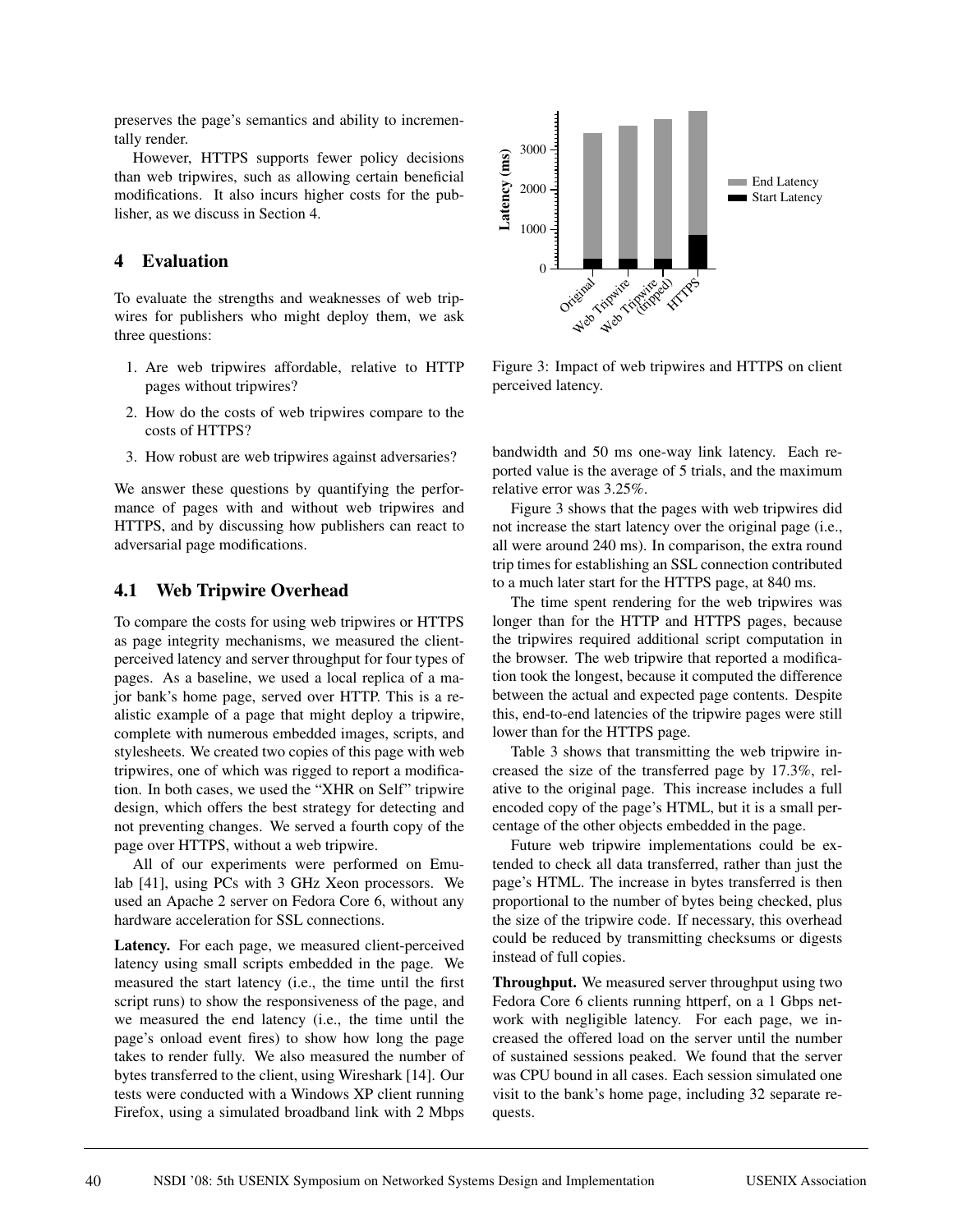preserves the page's semantics and ability to incrementally render.

However, HTTPS supports fewer policy decisions than web tripwires, such as allowing certain beneficial modifications. It also incurs higher costs for the publisher, as we discuss in Section 4.

## 4 Evaluation

To evaluate the strengths and weaknesses of web tripwires for publishers who might deploy them, we ask three questions:

1. Are web tripwires affordable, relative to HTTP pages without tripwires?
2. How do the costs of web tripwires compare to the costs of HTTPS?
3. How robust are web tripwires against adversaries?

We answer these questions by quantifying the performance of pages with and without web tripwires and HTTPS, and by discussing how publishers can react to adversarial page modifications.

### 4.1 Web Tripwire Overhead

To compare the costs for using web tripwires or HTTPS as page integrity mechanisms, we measured the client-perceived latency and server throughput for four types of pages. As a baseline, we used a local replica of a major bank's home page, served over HTTP. This is a realistic example of a page that might deploy a tripwire, complete with numerous embedded images, scripts, and stylesheets. We created two copies of this page with web tripwires, one of which was rigged to report a modification. In both cases, we used the "XHR on Self" tripwire design, which offers the best strategy for detecting and not preventing changes. We served a fourth copy of the page over HTTPS, without a web tripwire.

All of our experiments were performed on Emulab [41], using PCs with 3 GHz Xeon processors. We used an Apache 2 server on Fedora Core 6, without any hardware acceleration for SSL connections.

**Latency.** For each page, we measured client-perceived latency using small scripts embedded in the page. We measured the start latency (i.e., the time until the first script runs) to show the responsiveness of the page, and we measured the end latency (i.e., the time until the page's onload event fires) to show how long the page takes to render fully. We also measured the number of bytes transferred to the client, using Wireshark [14]. Our tests were conducted with a Windows XP client running Firefox, using a simulated broadband link with 2 Mbps bandwidth and 50 ms one-way link latency. Each reported value is the average of 5 trials, and the maximum relative error was 3.25%.

Figure 3: Impact of web tripwires and HTTPS on client perceived latency.

Figure 3 shows that the pages with web tripwires did not increase the start latency over the original page (i.e., all were around 240 ms). In comparison, the extra round trip times for establishing an SSL connection contributed to a much later start for the HTTPS page, at 840 ms.

The time spent rendering for the web tripwires was longer than for the HTTP and HTTPS pages, because the tripwires required additional script computation in the browser. The web tripwire that reported a modification took the longest, because it computed the difference between the actual and expected page contents. Despite this, end-to-end latencies of the tripwire pages were still lower than for the HTTPS page.

Table 3 shows that transmitting the web tripwire increased the size of the transferred page by 17.3%, relative to the original page. This increase includes a full encoded copy of the page's HTML, but it is a small percentage of the other objects embedded in the page.

Future web tripwire implementations could be extended to check all data transferred, rather than just the page's HTML. The increase in bytes transferred is then proportional to the number of bytes being checked, plus the size of the tripwire code. If necessary, this overhead could be reduced by transmitting checksums or digests instead of full copies.

**Throughput.** We measured server throughput using two Fedora Core 6 clients running httperf, on a 1 Gbps network with negligible latency. For each page, we increased the offered load on the server until the number of sustained sessions peaked. We found that the server was CPU bound in all cases. Each session simulated one visit to the bank's home page, including 32 separate requests.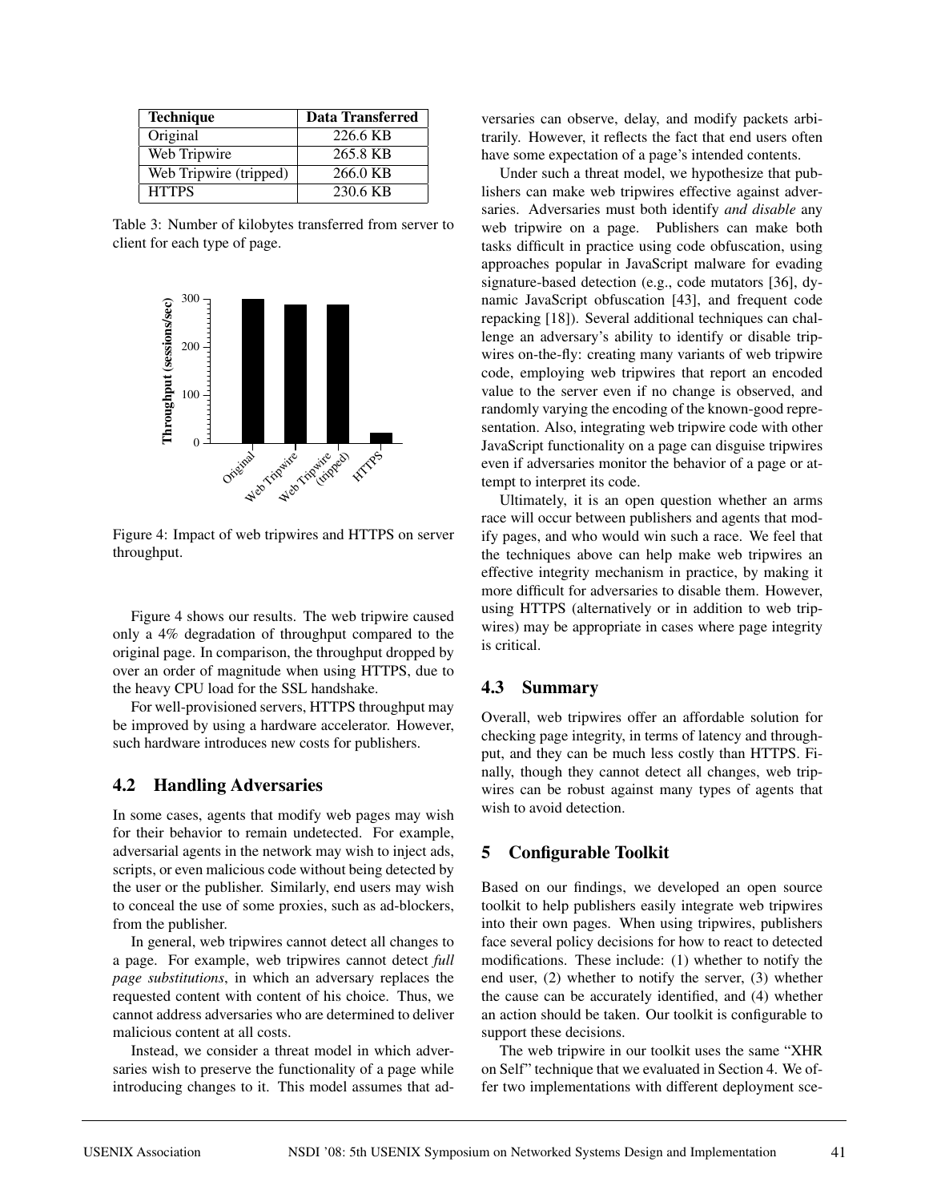| Technique | Data Transferred |
| --- | --- |
| Original | 226.6 KB |
| Web Tripwire | 265.8 KB |
| Web Tripwire (tripped) | 266.0 KB |
| HTTPS | 230.6 KB |

Table 3: Number of kilobytes transferred from server to client for each type of page.

Figure 4: Impact of web tripwires and HTTPS on server throughput.

Figure 4 shows our results. The web tripwire caused only a 4% degradation of throughput compared to the original page. In comparison, the throughput dropped by over an order of magnitude when using HTTPS, due to the heavy CPU load for the SSL handshake.

For well-provisioned servers, HTTPS throughput may be improved by using a hardware accelerator. However, such hardware introduces new costs for publishers.

## 4.2 Handling Adversaries

In some cases, agents that modify web pages may wish for their behavior to remain undetected. For example, adversarial agents in the network may wish to inject ads, scripts, or even malicious code without being detected by the user or the publisher. Similarly, end users may wish to conceal the use of some proxies, such as ad-blockers, from the publisher.

In general, web tripwires cannot detect all changes to a page. For example, web tripwires cannot detect *full page substitutions*, in which an adversary replaces the requested content with content of his choice. Thus, we cannot address adversaries who are determined to deliver malicious content at all costs.

Instead, we consider a threat model in which adversaries wish to preserve the functionality of a page while introducing changes to it. This model assumes that adversaries can observe, delay, and modify packets arbitrarily. However, it reflects the fact that end users often have some expectation of a page's intended contents.

Under such a threat model, we hypothesize that publishers can make web tripwires effective against adversaries. Adversaries must both identify *and disable* any web tripwire on a page. Publishers can make both tasks difficult in practice using code obfuscation, using approaches popular in JavaScript malware for evading signature-based detection (e.g., code mutators [36], dynamic JavaScript obfuscation [43], and frequent code repacking [18]). Several additional techniques can challenge an adversary's ability to identify or disable tripwires on-the-fly: creating many variants of web tripwire code, employing web tripwires that report an encoded value to the server even if no change is observed, and randomly varying the encoding of the known-good representation. Also, integrating web tripwire code with other JavaScript functionality on a page can disguise tripwires even if adversaries monitor the behavior of a page or attempt to interpret its code.

Ultimately, it is an open question whether an arms race will occur between publishers and agents that modify pages, and who would win such a race. We feel that the techniques above can help make web tripwires an effective integrity mechanism in practice, by making it more difficult for adversaries to disable them. However, using HTTPS (alternatively or in addition to web tripwires) may be appropriate in cases where page integrity is critical.

## 4.3 Summary

Overall, web tripwires offer an affordable solution for checking page integrity, in terms of latency and throughput, and they can be much less costly than HTTPS. Finally, though they cannot detect all changes, web tripwires can be robust against many types of agents that wish to avoid detection.

# 5 Configurable Toolkit

Based on our findings, we developed an open source toolkit to help publishers easily integrate web tripwires into their own pages. When using tripwires, publishers face several policy decisions for how to react to detected modifications. These include: (1) whether to notify the end user, (2) whether to notify the server, (3) whether the cause can be accurately identified, and (4) whether an action should be taken. Our toolkit is configurable to support these decisions.

The web tripwire in our toolkit uses the same "XHR on Self" technique that we evaluated in Section 4. We offer two implementations with different deployment sce-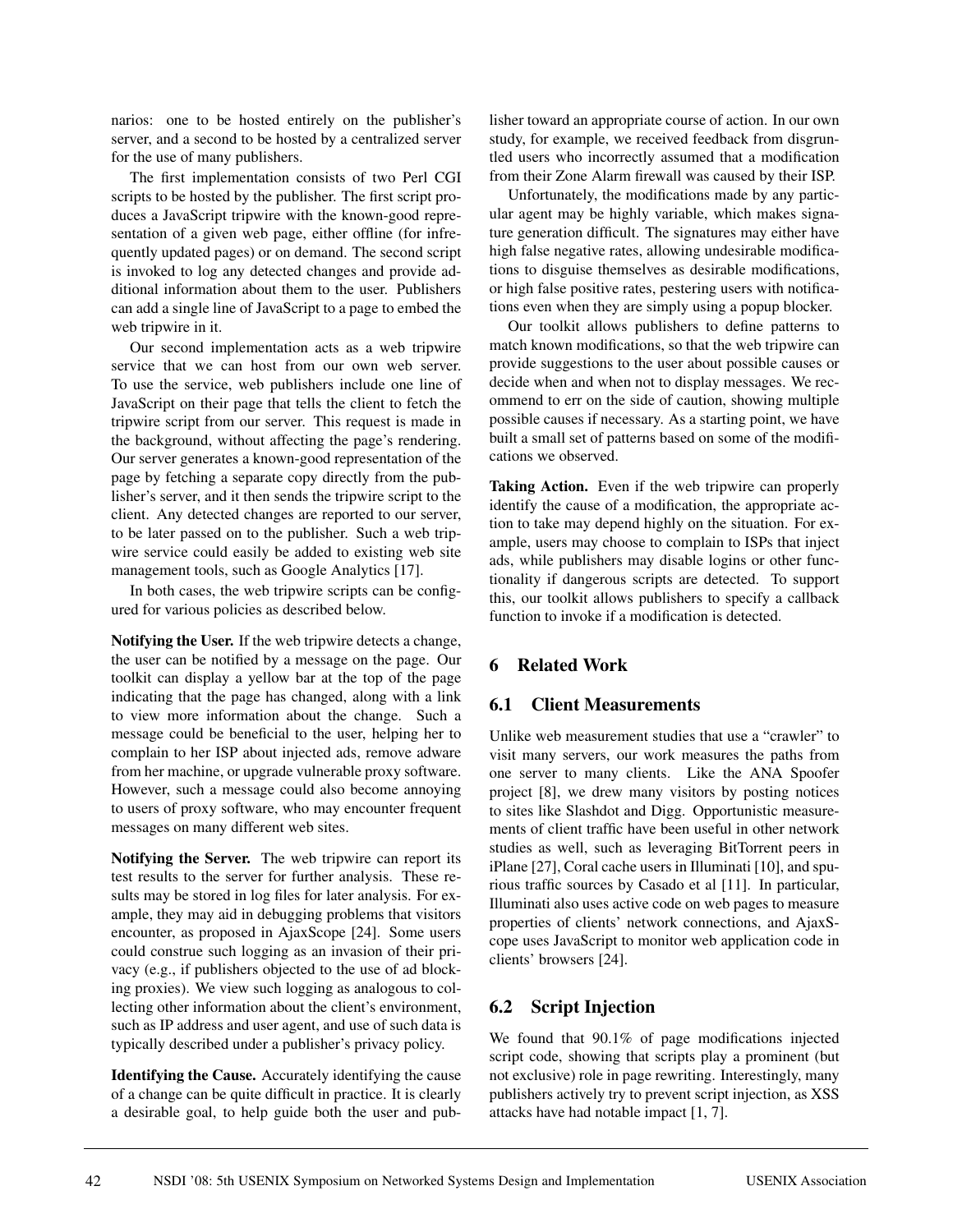narios: one to be hosted entirely on the publisher's server, and a second to be hosted by a centralized server for the use of many publishers.

The first implementation consists of two Perl CGI scripts to be hosted by the publisher. The first script produces a JavaScript tripwire with the known-good representation of a given web page, either offline (for infrequently updated pages) or on demand. The second script is invoked to log any detected changes and provide additional information about them to the user. Publishers can add a single line of JavaScript to a page to embed the web tripwire in it.

Our second implementation acts as a web tripwire service that we can host from our own web server. To use the service, web publishers include one line of JavaScript on their page that tells the client to fetch the tripwire script from our server. This request is made in the background, without affecting the page's rendering. Our server generates a known-good representation of the page by fetching a separate copy directly from the publisher's server, and it then sends the tripwire script to the client. Any detected changes are reported to our server, to be later passed on to the publisher. Such a web tripwire service could easily be added to existing web site management tools, such as Google Analytics [17].

In both cases, the web tripwire scripts can be configured for various policies as described below.

**Notifying the User.** If the web tripwire detects a change, the user can be notified by a message on the page. Our toolkit can display a yellow bar at the top of the page indicating that the page has changed, along with a link to view more information about the change. Such a message could be beneficial to the user, helping her to complain to her ISP about injected ads, remove adware from her machine, or upgrade vulnerable proxy software. However, such a message could also become annoying to users of proxy software, who may encounter frequent messages on many different web sites.

**Notifying the Server.** The web tripwire can report its test results to the server for further analysis. These results may be stored in log files for later analysis. For example, they may aid in debugging problems that visitors encounter, as proposed in AjaxScope [24]. Some users could construe such logging as an invasion of their privacy (e.g., if publishers objected to the use of ad blocking proxies). We view such logging as analogous to collecting other information about the client's environment, such as IP address and user agent, and use of such data is typically described under a publisher's privacy policy.

**Identifying the Cause.** Accurately identifying the cause of a change can be quite difficult in practice. It is clearly a desirable goal, to help guide both the user and publisher toward an appropriate course of action. In our own study, for example, we received feedback from disgruntled users who incorrectly assumed that a modification from their Zone Alarm firewall was caused by their ISP.

Unfortunately, the modifications made by any particular agent may be highly variable, which makes signature generation difficult. The signatures may either have high false negative rates, allowing undesirable modifications to disguise themselves as desirable modifications, or high false positive rates, pestering users with notifications even when they are simply using a popup blocker.

Our toolkit allows publishers to define patterns to match known modifications, so that the web tripwire can provide suggestions to the user about possible causes or decide when and when not to display messages. We recommend to err on the side of caution, showing multiple possible causes if necessary. As a starting point, we have built a small set of patterns based on some of the modifications we observed.

**Taking Action.** Even if the web tripwire can properly identify the cause of a modification, the appropriate action to take may depend highly on the situation. For example, users may choose to complain to ISPs that inject ads, while publishers may disable logins or other functionality if dangerous scripts are detected. To support this, our toolkit allows publishers to specify a callback function to invoke if a modification is detected.

## 6 Related Work

### 6.1 Client Measurements

Unlike web measurement studies that use a "crawler" to visit many servers, our work measures the paths from one server to many clients. Like the ANA Spoofer project [8], we drew many visitors by posting notices to sites like Slashdot and Digg. Opportunistic measurements of client traffic have been useful in other network studies as well, such as leveraging BitTorrent peers in iPlane [27], Coral cache users in Illuminati [10], and spurious traffic sources by Casado et al [11]. In particular, Illuminati also uses active code on web pages to measure properties of clients' network connections, and AjaxScope uses JavaScript to monitor web application code in clients' browsers [24].

### 6.2 Script Injection

We found that 90.1% of page modifications injected script code, showing that scripts play a prominent (but not exclusive) role in page rewriting. Interestingly, many publishers actively try to prevent script injection, as XSS attacks have had notable impact [1, 7].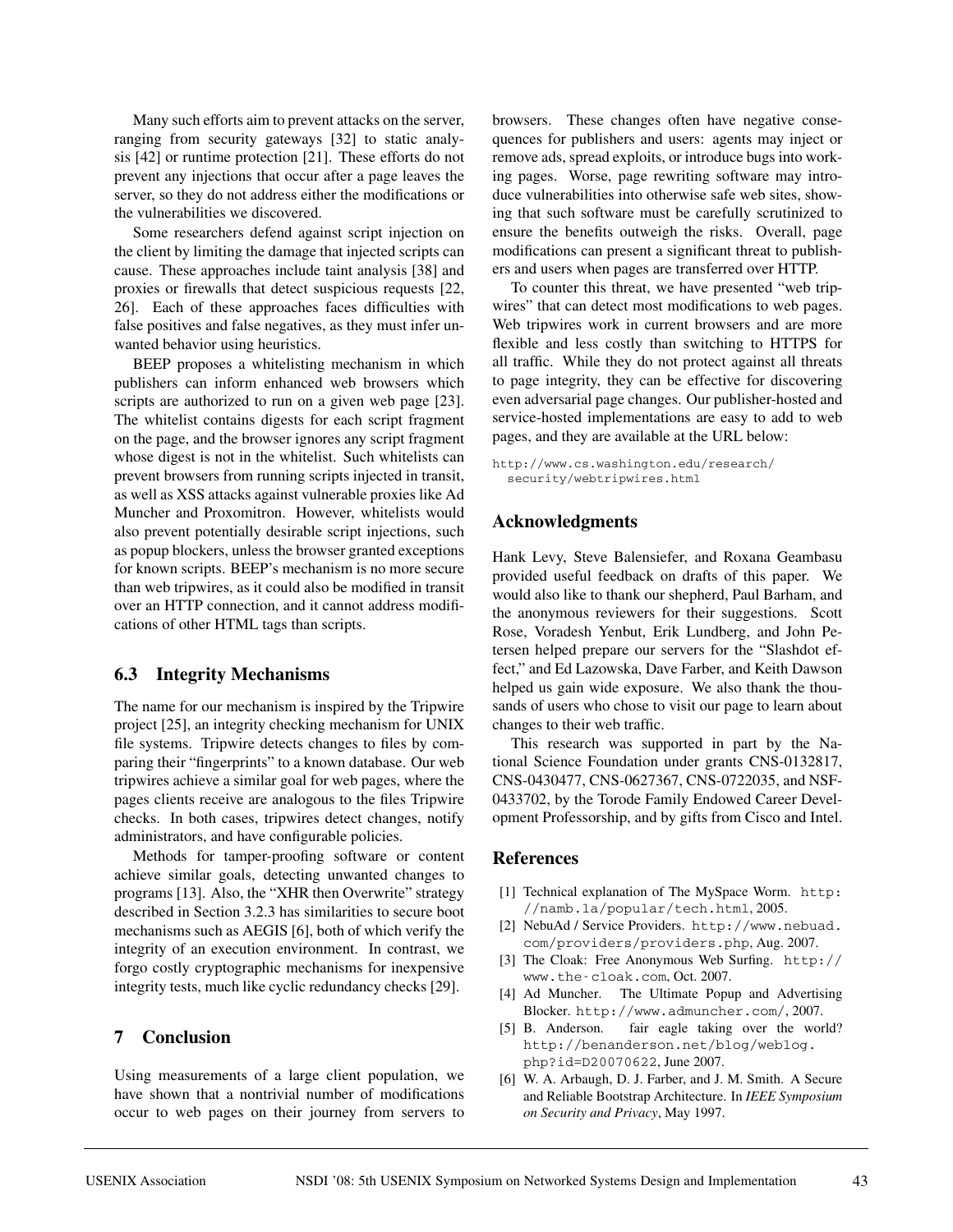Many such efforts aim to prevent attacks on the server, ranging from security gateways [32] to static analysis [42] or runtime protection [21]. These efforts do not prevent any injections that occur after a page leaves the server, so they do not address either the modifications or the vulnerabilities we discovered.

Some researchers defend against script injection on the client by limiting the damage that injected scripts can cause. These approaches include taint analysis [38] and proxies or firewalls that detect suspicious requests [22, 26]. Each of these approaches faces difficulties with false positives and false negatives, as they must infer unwanted behavior using heuristics.

BEEP proposes a whitelisting mechanism in which publishers can inform enhanced web browsers which scripts are authorized to run on a given web page [23]. The whitelist contains digests for each script fragment on the page, and the browser ignores any script fragment whose digest is not in the whitelist. Such whitelists can prevent browsers from running scripts injected in transit, as well as XSS attacks against vulnerable proxies like Ad Muncher and Proxomitron. However, whitelists would also prevent potentially desirable script injections, such as popup blockers, unless the browser granted exceptions for known scripts. BEEP's mechanism is no more secure than web tripwires, as it could also be modified in transit over an HTTP connection, and it cannot address modifications of other HTML tags than scripts.

### 6.3 Integrity Mechanisms

The name for our mechanism is inspired by the Tripwire project [25], an integrity checking mechanism for UNIX file systems. Tripwire detects changes to files by comparing their "fingerprints" to a known database. Our web tripwires achieve a similar goal for web pages, where the pages clients receive are analogous to the files Tripwire checks. In both cases, tripwires detect changes, notify administrators, and have configurable policies.

Methods for tamper-proofing software or content achieve similar goals, detecting unwanted changes to programs [13]. Also, the "XHR then Overwrite" strategy described in Section 3.2.3 has similarities to secure boot mechanisms such as AEGIS [6], both of which verify the integrity of an execution environment. In contrast, we forgo costly cryptographic mechanisms for inexpensive integrity tests, much like cyclic redundancy checks [29].

## 7 Conclusion

Using measurements of a large client population, we have shown that a nontrivial number of modifications occur to web pages on their journey from servers to browsers. These changes often have negative consequences for publishers and users: agents may inject or remove ads, spread exploits, or introduce bugs into working pages. Worse, page rewriting software may introduce vulnerabilities into otherwise safe web sites, showing that such software must be carefully scrutinized to ensure the benefits outweigh the risks. Overall, page modifications can present a significant threat to publishers and users when pages are transferred over HTTP.

To counter this threat, we have presented "web tripwires" that can detect most modifications to web pages. Web tripwires work in current browsers and are more flexible and less costly than switching to HTTPS for all traffic. While they do not protect against all threats to page integrity, they can be effective for discovering even adversarial page changes. Our publisher-hosted and service-hosted implementations are easy to add to web pages, and they are available at the URL below:

```
http://www.cs.washington.edu/research/
  security/webtripwires.html
```

## Acknowledgments

Hank Levy, Steve Balensiefer, and Roxana Geambasu provided useful feedback on drafts of this paper. We would also like to thank our shepherd, Paul Barham, and the anonymous reviewers for their suggestions. Scott Rose, Voradesh Yenbut, Erik Lundberg, and John Petersen helped prepare our servers for the "Slashdot effect," and Ed Lazowska, Dave Farber, and Keith Dawson helped us gain wide exposure. We also thank the thousands of users who chose to visit our page to learn about changes to their web traffic.

This research was supported in part by the National Science Foundation under grants CNS-0132817, CNS-0430477, CNS-0627367, CNS-0722035, and NSF-0433702, by the Torode Family Endowed Career Development Professorship, and by gifts from Cisco and Intel.

## References

[1] Technical explanation of The MySpace Worm. http://namb.la/popular/tech.html, 2005.

[2] NebuAd / Service Providers. http://www.nebuad.com/providers/providers.php, Aug. 2007.

[3] The Cloak: Free Anonymous Web Surfing. http://www.the-cloak.com, Oct. 2007.

[4] Ad Muncher. The Ultimate Popup and Advertising Blocker. http://www.admuncher.com/, 2007.

[5] B. Anderson. fair eagle taking over the world? http://benanderson.net/blog/weblog.php?id=D20070622, June 2007.

[6] W. A. Arbaugh, D. J. Farber, and J. M. Smith. A Secure and Reliable Bootstrap Architecture. In *IEEE Symposium on Security and Privacy*, May 1997.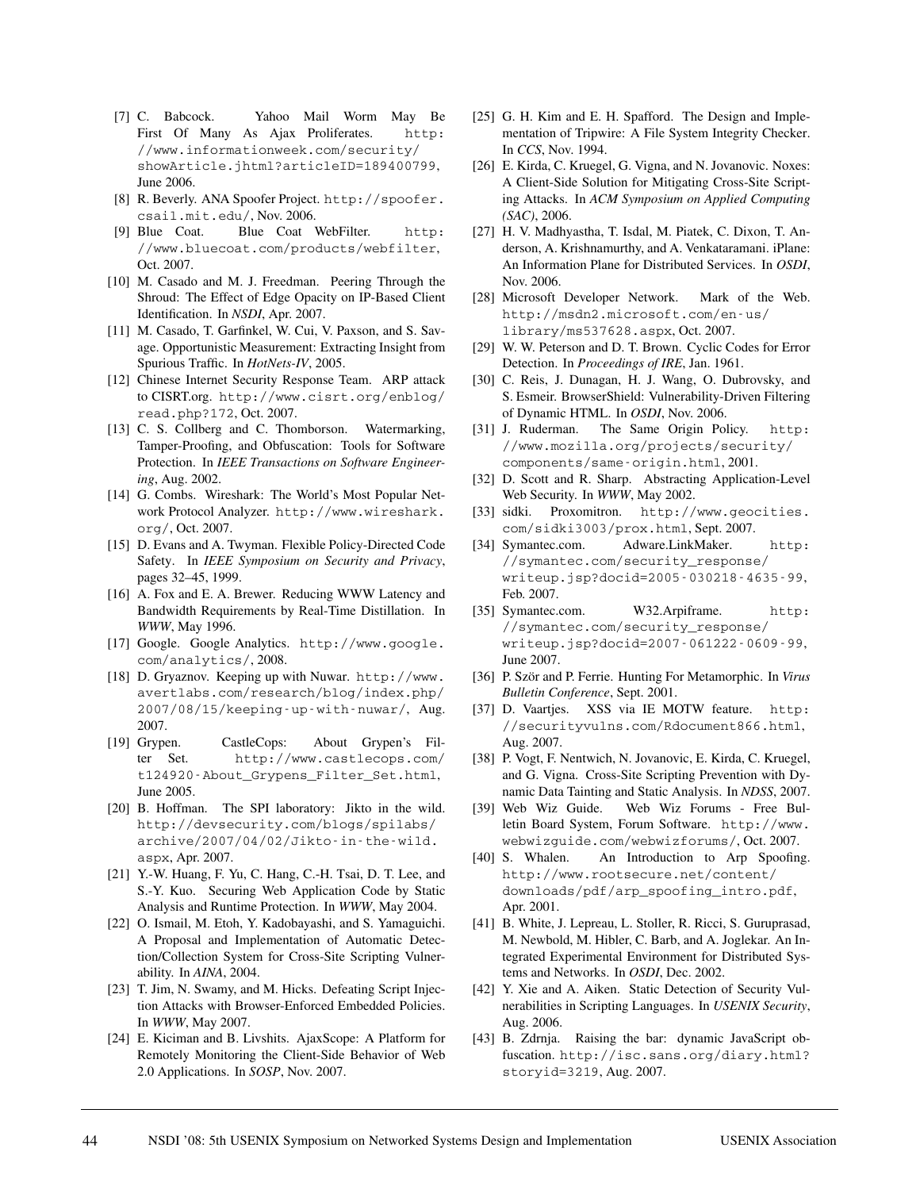[7] C. Babcock. Yahoo Mail Worm May Be First Of Many As Ajax Proliferates. http://www.informationweek.com/security/showArticle.jhtml?articleID=189400799, June 2006.

[8] R. Beverly. ANA Spoofer Project. http://spoofer.csail.mit.edu/, Nov. 2006.

[9] Blue Coat. Blue Coat WebFilter. http://www.bluecoat.com/products/webfilter, Oct. 2007.

[10] M. Casado and M. J. Freedman. Peering Through the Shroud: The Effect of Edge Opacity on IP-Based Client Identification. In *NSDI*, Apr. 2007.

[11] M. Casado, T. Garfinkel, W. Cui, V. Paxson, and S. Savage. Opportunistic Measurement: Extracting Insight from Spurious Traffic. In *HotNets-IV*, 2005.

[12] Chinese Internet Security Response Team. ARP attack to CISRT.org. http://www.cisrt.org/enblog/read.php?172, Oct. 2007.

[13] C. S. Collberg and C. Thomborson. Watermarking, Tamper-Proofing, and Obfuscation: Tools for Software Protection. In *IEEE Transactions on Software Engineering*, Aug. 2002.

[14] G. Combs. Wireshark: The World's Most Popular Network Protocol Analyzer. http://www.wireshark.org/, Oct. 2007.

[15] D. Evans and A. Twyman. Flexible Policy-Directed Code Safety. In *IEEE Symposium on Security and Privacy*, pages 32–45, 1999.

[16] A. Fox and E. A. Brewer. Reducing WWW Latency and Bandwidth Requirements by Real-Time Distillation. In *WWW*, May 1996.

[17] Google. Google Analytics. http://www.google.com/analytics/, 2008.

[18] D. Gryaznov. Keeping up with Nuwar. http://www.avertlabs.com/research/blog/index.php/2007/08/15/keeping-up-with-nuwar/, Aug. 2007.

[19] Grypen. CastleCops: About Grypen's Filter Set. http://www.castlecops.com/t124920-About_Grypens_Filter_Set.html, June 2005.

[20] B. Hoffman. The SPI laboratory: Jikto in the wild. http://devsecurity.com/blogs/spilabs/archive/2007/04/02/Jikto-in-the-wild.aspx, Apr. 2007.

[21] Y.-W. Huang, F. Yu, C. Hang, C.-H. Tsai, D. T. Lee, and S.-Y. Kuo. Securing Web Application Code by Static Analysis and Runtime Protection. In *WWW*, May 2004.

[22] O. Ismail, M. Etoh, Y. Kadobayashi, and S. Yamaguichi. A Proposal and Implementation of Automatic Detection/Collection System for Cross-Site Scripting Vulnerability. In *AINA*, 2004.

[23] T. Jim, N. Swamy, and M. Hicks. Defeating Script Injection Attacks with Browser-Enforced Embedded Policies. In *WWW*, May 2007.

[24] E. Kiciman and B. Livshits. AjaxScope: A Platform for Remotely Monitoring the Client-Side Behavior of Web 2.0 Applications. In *SOSP*, Nov. 2007.

[25] G. H. Kim and E. H. Spafford. The Design and Implementation of Tripwire: A File System Integrity Checker. In *CCS*, Nov. 1994.

[26] E. Kirda, C. Kruegel, G. Vigna, and N. Jovanovic. Noxes: A Client-Side Solution for Mitigating Cross-Site Scripting Attacks. In *ACM Symposium on Applied Computing (SAC)*, 2006.

[27] H. V. Madhyastha, T. Isdal, M. Piatek, C. Dixon, T. Anderson, A. Krishnamurthy, and A. Venkataramani. iPlane: An Information Plane for Distributed Services. In *OSDI*, Nov. 2006.

[28] Microsoft Developer Network. Mark of the Web. http://msdn2.microsoft.com/en-us/library/ms537628.aspx, Oct. 2007.

[29] W. W. Peterson and D. T. Brown. Cyclic Codes for Error Detection. In *Proceedings of IRE*, Jan. 1961.

[30] C. Reis, J. Dunagan, H. J. Wang, O. Dubrovsky, and S. Esmeir. BrowserShield: Vulnerability-Driven Filtering of Dynamic HTML. In *OSDI*, Nov. 2006.

[31] J. Ruderman. The Same Origin Policy. http://www.mozilla.org/projects/security/components/same-origin.html, 2001.

[32] D. Scott and R. Sharp. Abstracting Application-Level Web Security. In *WWW*, May 2002.

[33] sidki. Proxomitron. http://www.geocities.com/sidki3003/prox.html, Sept. 2007.

[34] Symantec.com. Adware.LinkMaker. http://symantec.com/security_response/writeup.jsp?docid=2005-030218-4635-99, Feb. 2007.

[35] Symantec.com. W32.Arpiframe. http://symantec.com/security_response/writeup.jsp?docid=2007-061222-0609-99, June 2007.

[36] P. Ször and P. Ferrie. Hunting For Metamorphic. In *Virus Bulletin Conference*, Sept. 2001.

[37] D. Vaartjes. XSS via IE MOTW feature. http://securityvulns.com/Rdocument866.html, Aug. 2007.

[38] P. Vogt, F. Nentwich, N. Jovanovic, E. Kirda, C. Kruegel, and G. Vigna. Cross-Site Scripting Prevention with Dynamic Data Tainting and Static Analysis. In *NDSS*, 2007.

[39] Web Wiz Guide. Web Wiz Forums - Free Bulletin Board System, Forum Software. http://www.webwizguide.com/webwizforums/, Oct. 2007.

[40] S. Whalen. An Introduction to Arp Spoofing. http://www.rootsecure.net/content/downloads/pdf/arp_spoofing_intro.pdf, Apr. 2001.

[41] B. White, J. Lepreau, L. Stoller, R. Ricci, S. Guruprasad, M. Newbold, M. Hibler, C. Barb, and A. Joglekar. An Integrated Experimental Environment for Distributed Systems and Networks. In *OSDI*, Dec. 2002.

[42] Y. Xie and A. Aiken. Static Detection of Security Vulnerabilities in Scripting Languages. In *USENIX Security*, Aug. 2006.

[43] B. Zdrnja. Raising the bar: dynamic JavaScript obfuscation. http://isc.sans.org/diary.html?storyid=3219, Aug. 2007.